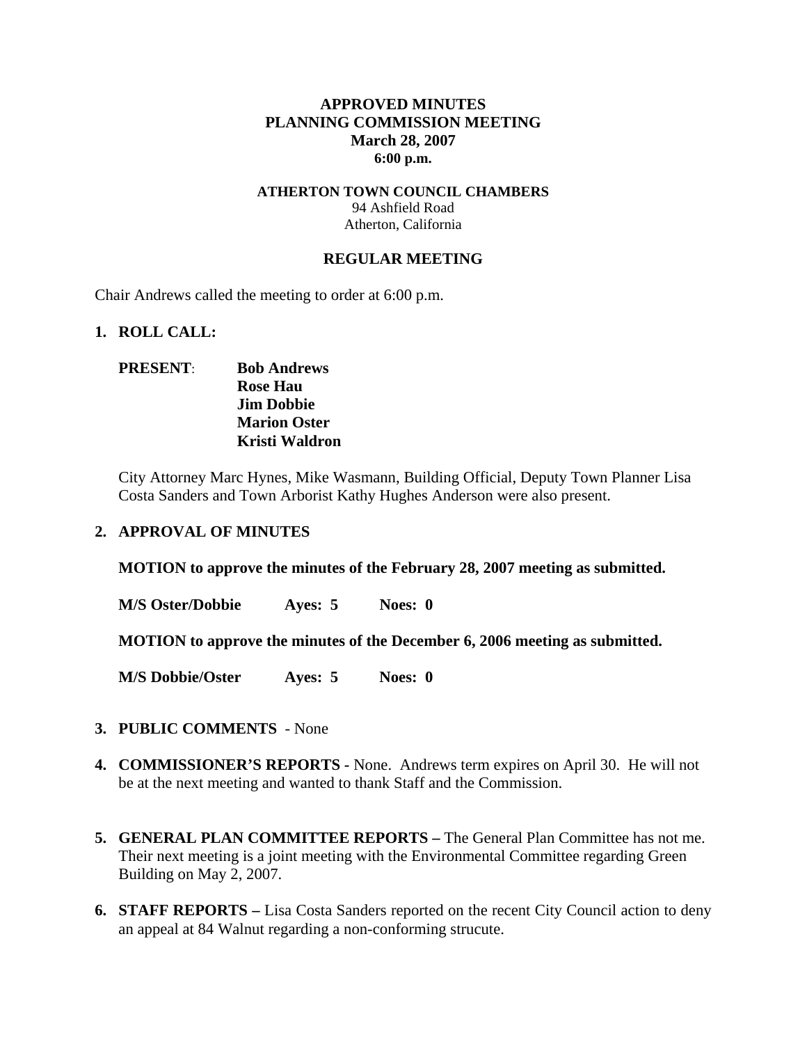**APPROVED MINUTES**
**PLANNING COMMISSION MEETING**
**March 28, 2007**
**6:00 p.m.**

**ATHERTON TOWN COUNCIL CHAMBERS**
94 Ashfield Road
Atherton, California

**REGULAR MEETING**

Chair Andrews called the meeting to order at 6:00 p.m.

**1. ROLL CALL:**

**PRESENT**: **Bob Andrews**
**Rose Hau**
**Jim Dobbie**
**Marion Oster**
**Kristi Waldron**

City Attorney Marc Hynes, Mike Wasmann, Building Official, Deputy Town Planner Lisa Costa Sanders and Town Arborist Kathy Hughes Anderson were also present.

**2. APPROVAL OF MINUTES**

**MOTION to approve the minutes of the February 28, 2007 meeting as submitted.**

**M/S Oster/Dobbie Ayes: 5 Noes: 0**

**MOTION to approve the minutes of the December 6, 2006 meeting as submitted.**

**M/S Dobbie/Oster Ayes: 5 Noes: 0**

**3. PUBLIC COMMENTS** - None

**4. COMMISSIONER'S REPORTS -** None. Andrews term expires on April 30. He will not be at the next meeting and wanted to thank Staff and the Commission.

**5. GENERAL PLAN COMMITTEE REPORTS –** The General Plan Committee has not me. Their next meeting is a joint meeting with the Environmental Committee regarding Green Building on May 2, 2007.

**6. STAFF REPORTS –** Lisa Costa Sanders reported on the recent City Council action to deny an appeal at 84 Walnut regarding a non-conforming strucute.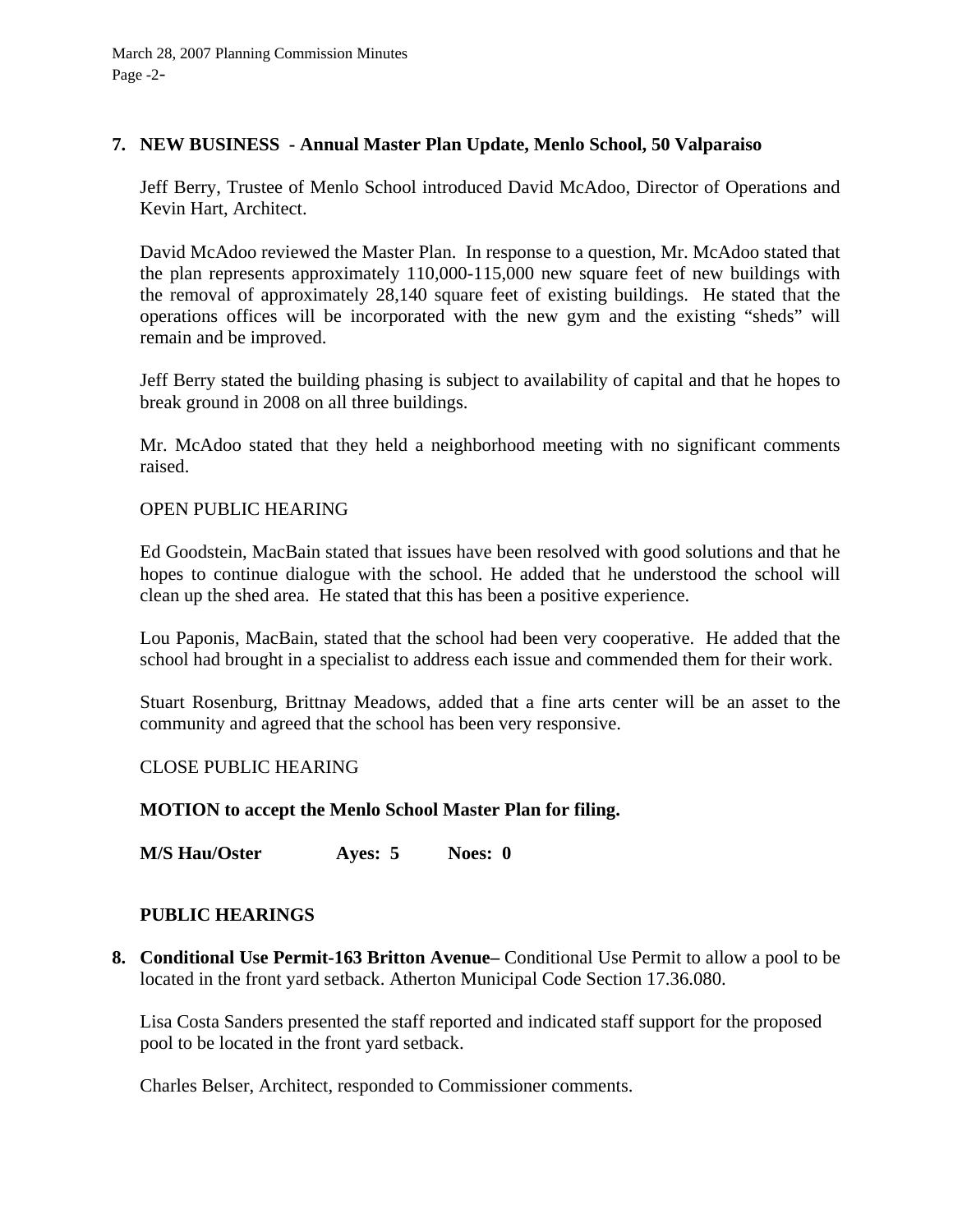**7. NEW BUSINESS - Annual Master Plan Update, Menlo School, 50 Valparaiso**

Jeff Berry, Trustee of Menlo School introduced David McAdoo, Director of Operations and Kevin Hart, Architect.

David McAdoo reviewed the Master Plan. In response to a question, Mr. McAdoo stated that the plan represents approximately 110,000-115,000 new square feet of new buildings with the removal of approximately 28,140 square feet of existing buildings. He stated that the operations offices will be incorporated with the new gym and the existing "sheds" will remain and be improved.

Jeff Berry stated the building phasing is subject to availability of capital and that he hopes to break ground in 2008 on all three buildings.

Mr. McAdoo stated that they held a neighborhood meeting with no significant comments raised.

OPEN PUBLIC HEARING

Ed Goodstein, MacBain stated that issues have been resolved with good solutions and that he hopes to continue dialogue with the school. He added that he understood the school will clean up the shed area. He stated that this has been a positive experience.

Lou Paponis, MacBain, stated that the school had been very cooperative. He added that the school had brought in a specialist to address each issue and commended them for their work.

Stuart Rosenburg, Brittnay Meadows, added that a fine arts center will be an asset to the community and agreed that the school has been very responsive.

CLOSE PUBLIC HEARING

**MOTION to accept the Menlo School Master Plan for filing.**

**M/S Hau/Oster Ayes: 5 Noes: 0**

**PUBLIC HEARINGS**

**8. Conditional Use Permit-163 Britton Avenue–** Conditional Use Permit to allow a pool to be located in the front yard setback. Atherton Municipal Code Section 17.36.080.

Lisa Costa Sanders presented the staff reported and indicated staff support for the proposed pool to be located in the front yard setback.

Charles Belser, Architect, responded to Commissioner comments.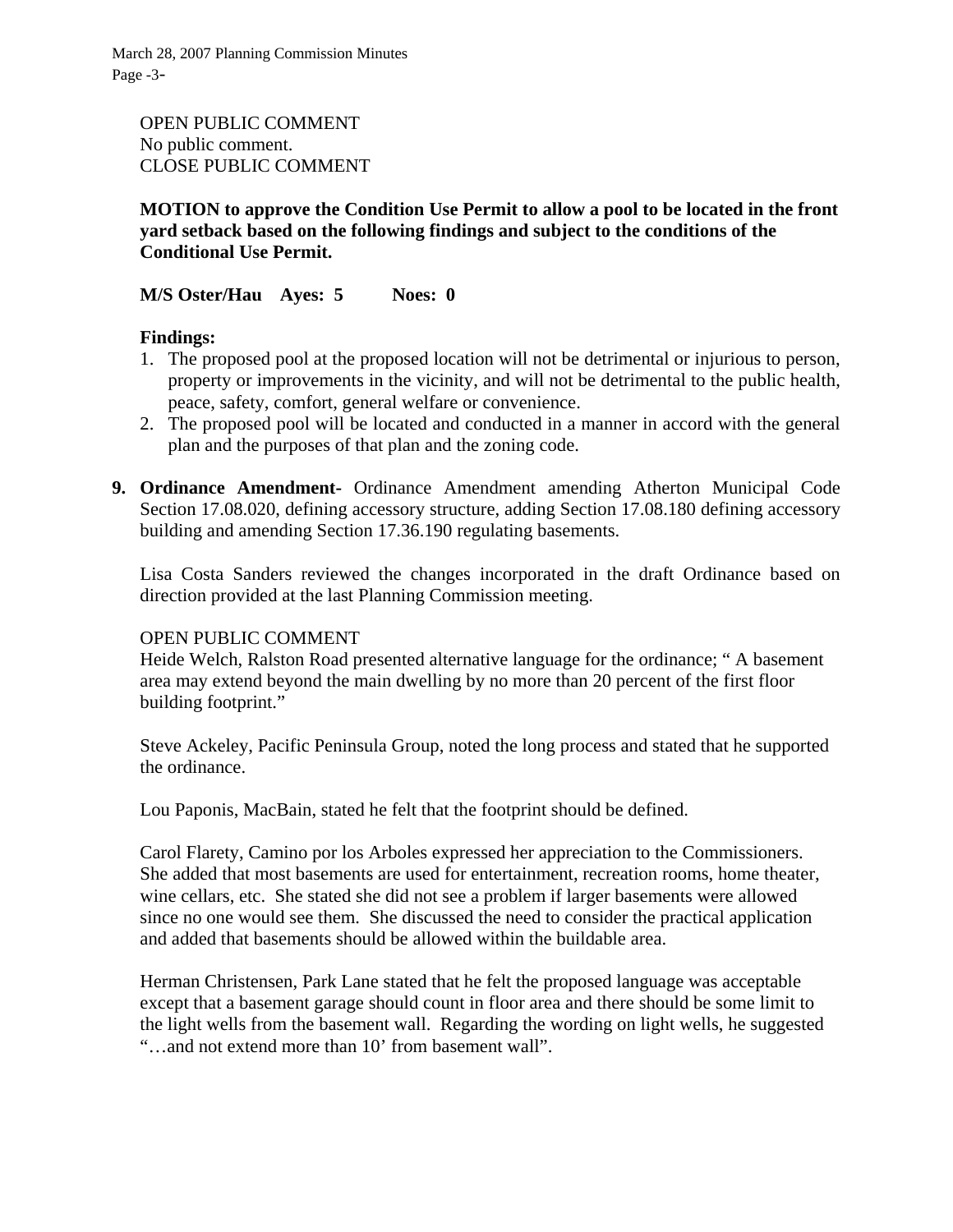OPEN PUBLIC COMMENT
No public comment.
CLOSE PUBLIC COMMENT

**MOTION to approve the Condition Use Permit to allow a pool to be located in the front yard setback based on the following findings and subject to the conditions of the Conditional Use Permit.**

**M/S Oster/Hau Ayes: 5 Noes: 0**

**Findings:**

1. The proposed pool at the proposed location will not be detrimental or injurious to person, property or improvements in the vicinity, and will not be detrimental to the public health, peace, safety, comfort, general welfare or convenience.
2. The proposed pool will be located and conducted in a manner in accord with the general plan and the purposes of that plan and the zoning code.

**9. Ordinance Amendment-** Ordinance Amendment amending Atherton Municipal Code Section 17.08.020, defining accessory structure, adding Section 17.08.180 defining accessory building and amending Section 17.36.190 regulating basements.

Lisa Costa Sanders reviewed the changes incorporated in the draft Ordinance based on direction provided at the last Planning Commission meeting.

OPEN PUBLIC COMMENT
Heide Welch, Ralston Road presented alternative language for the ordinance; " A basement area may extend beyond the main dwelling by no more than 20 percent of the first floor building footprint."

Steve Ackeley, Pacific Peninsula Group, noted the long process and stated that he supported the ordinance.

Lou Paponis, MacBain, stated he felt that the footprint should be defined.

Carol Flarety, Camino por los Arboles expressed her appreciation to the Commissioners. She added that most basements are used for entertainment, recreation rooms, home theater, wine cellars, etc. She stated she did not see a problem if larger basements were allowed since no one would see them. She discussed the need to consider the practical application and added that basements should be allowed within the buildable area.

Herman Christensen, Park Lane stated that he felt the proposed language was acceptable except that a basement garage should count in floor area and there should be some limit to the light wells from the basement wall. Regarding the wording on light wells, he suggested "…and not extend more than 10' from basement wall".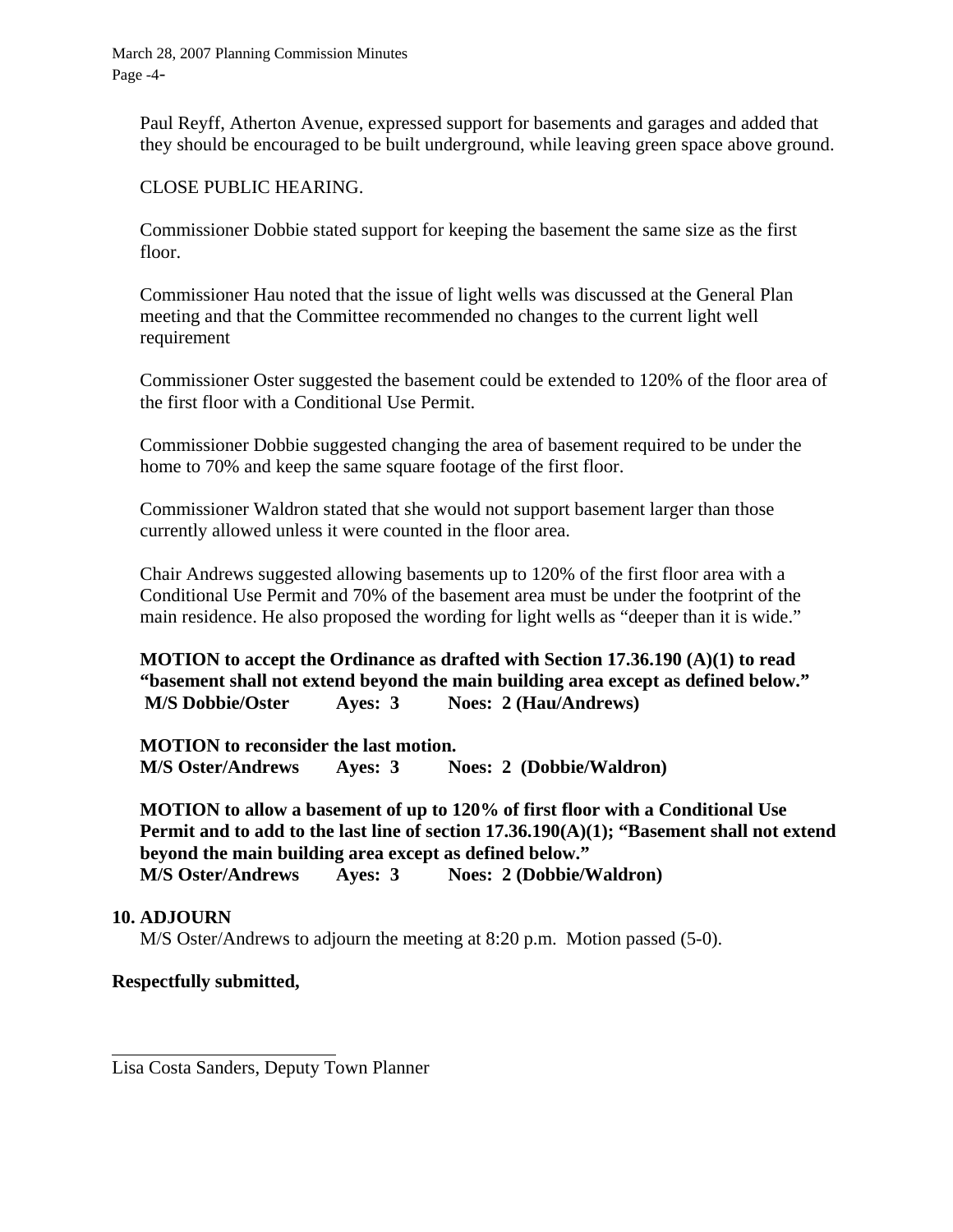Paul Reyff, Atherton Avenue, expressed support for basements and garages and added that they should be encouraged to be built underground, while leaving green space above ground.

CLOSE PUBLIC HEARING.

Commissioner Dobbie stated support for keeping the basement the same size as the first floor.

Commissioner Hau noted that the issue of light wells was discussed at the General Plan meeting and that the Committee recommended no changes to the current light well requirement

Commissioner Oster suggested the basement could be extended to 120% of the floor area of the first floor with a Conditional Use Permit.

Commissioner Dobbie suggested changing the area of basement required to be under the home to 70% and keep the same square footage of the first floor.

Commissioner Waldron stated that she would not support basement larger than those currently allowed unless it were counted in the floor area.

Chair Andrews suggested allowing basements up to 120% of the first floor area with a Conditional Use Permit and 70% of the basement area must be under the footprint of the main residence. He also proposed the wording for light wells as "deeper than it is wide."

**MOTION to accept the Ordinance as drafted with Section 17.36.190 (A)(1) to read "basement shall not extend beyond the main building area except as defined below."**
**M/S Dobbie/Oster Ayes: 3 Noes: 2 (Hau/Andrews)**

**MOTION to reconsider the last motion.**
**M/S Oster/Andrews Ayes: 3 Noes: 2 (Dobbie/Waldron)**

**MOTION to allow a basement of up to 120% of first floor with a Conditional Use Permit and to add to the last line of section 17.36.190(A)(1); "Basement shall not extend beyond the main building area except as defined below."**
**M/S Oster/Andrews Ayes: 3 Noes: 2 (Dobbie/Waldron)**

**10. ADJOURN**

M/S Oster/Andrews to adjourn the meeting at 8:20 p.m. Motion passed (5-0).

**Respectfully submitted,**

\_\_\_\_\_\_\_\_\_\_\_\_\_\_\_\_\_\_\_\_\_\_\_\_\_\_

Lisa Costa Sanders, Deputy Town Planner